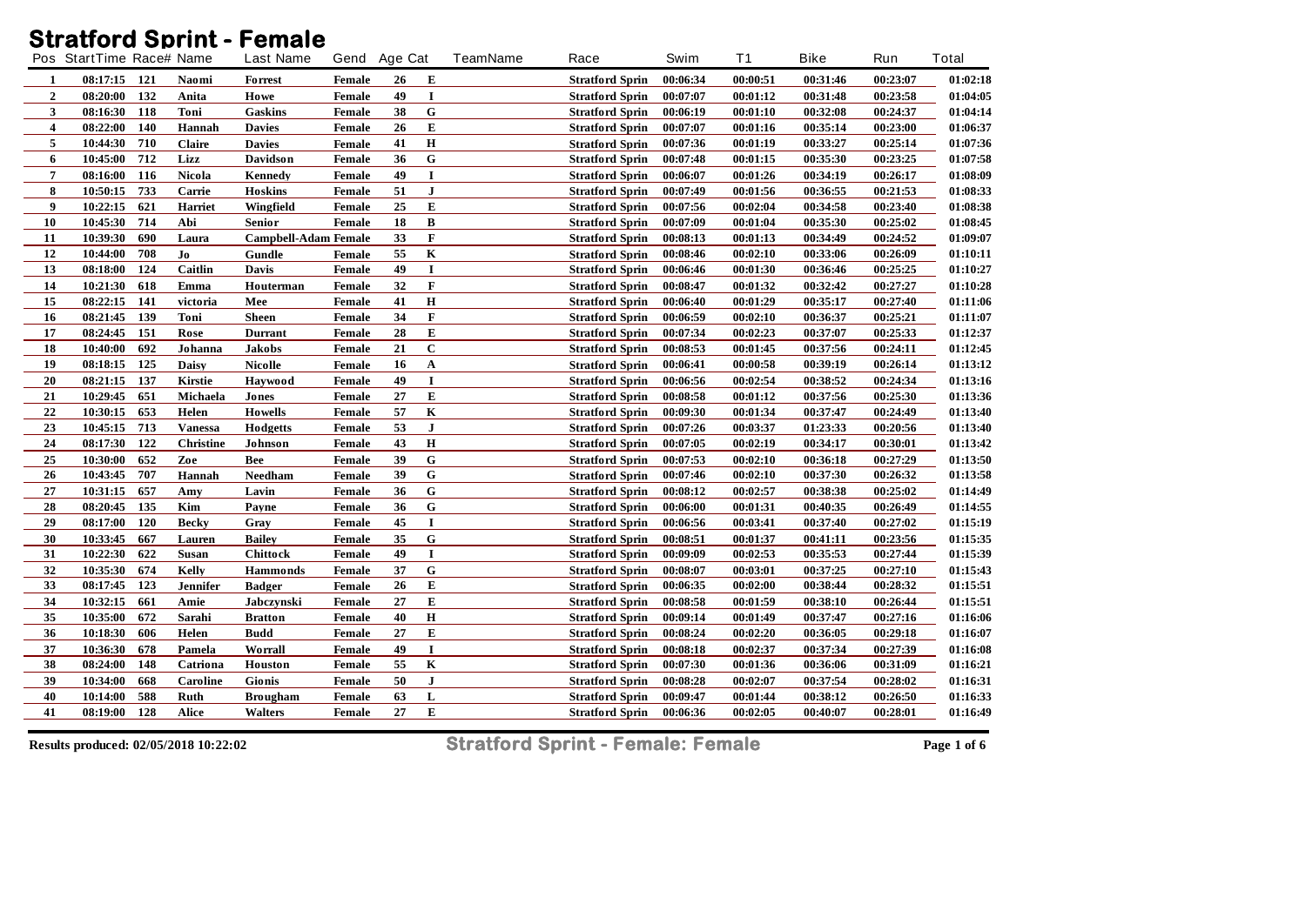# Stratford Sprint - Female

| Pos | StartTime | Race# | Name | Last Name | Gend | Age | Cat | TeamName | Race | Swim | T1 | Bike | Run | Total |
|---|---|---|---|---|---|---|---|---|---|---|---|---|---|---|
| 1 | 08:17:15 | 121 | Naomi | Forrest | Female | 26 | E | | Stratford Sprin | 00:06:34 | 00:00:51 | 00:31:46 | 00:23:07 | 01:02:18 |
| 2 | 08:20:00 | 132 | Anita | Howe | Female | 49 | I | | Stratford Sprin | 00:07:07 | 00:01:12 | 00:31:48 | 00:23:58 | 01:04:05 |
| 3 | 08:16:30 | 118 | Toni | Gaskins | Female | 38 | G | | Stratford Sprin | 00:06:19 | 00:01:10 | 00:32:08 | 00:24:37 | 01:04:14 |
| 4 | 08:22:00 | 140 | Hannah | Davies | Female | 26 | E | | Stratford Sprin | 00:07:07 | 00:01:16 | 00:35:14 | 00:23:00 | 01:06:37 |
| 5 | 10:44:30 | 710 | Claire | Davies | Female | 41 | H | | Stratford Sprin | 00:07:36 | 00:01:19 | 00:33:27 | 00:25:14 | 01:07:36 |
| 6 | 10:45:00 | 712 | Lizz | Davidson | Female | 36 | G | | Stratford Sprin | 00:07:48 | 00:01:15 | 00:35:30 | 00:23:25 | 01:07:58 |
| 7 | 08:16:00 | 116 | Nicola | Kennedy | Female | 49 | I | | Stratford Sprin | 00:06:07 | 00:01:26 | 00:34:19 | 00:26:17 | 01:08:09 |
| 8 | 10:50:15 | 733 | Carrie | Hoskins | Female | 51 | J | | Stratford Sprin | 00:07:49 | 00:01:56 | 00:36:55 | 00:21:53 | 01:08:33 |
| 9 | 10:22:15 | 621 | Harriet | Wingfield | Female | 25 | E | | Stratford Sprin | 00:07:56 | 00:02:04 | 00:34:58 | 00:23:40 | 01:08:38 |
| 10 | 10:45:30 | 714 | Abi | Senior | Female | 18 | B | | Stratford Sprin | 00:07:09 | 00:01:04 | 00:35:30 | 00:25:02 | 01:08:45 |
| 11 | 10:39:30 | 690 | Laura | Campbell-Adam | Female | 33 | F | | Stratford Sprin | 00:08:13 | 00:01:13 | 00:34:49 | 00:24:52 | 01:09:07 |
| 12 | 10:44:00 | 708 | Jo | Gundle | Female | 55 | K | | Stratford Sprin | 00:08:46 | 00:02:10 | 00:33:06 | 00:26:09 | 01:10:11 |
| 13 | 08:18:00 | 124 | Caitlin | Davis | Female | 49 | I | | Stratford Sprin | 00:06:46 | 00:01:30 | 00:36:46 | 00:25:25 | 01:10:27 |
| 14 | 10:21:30 | 618 | Emma | Houterman | Female | 32 | F | | Stratford Sprin | 00:08:47 | 00:01:32 | 00:32:42 | 00:27:27 | 01:10:28 |
| 15 | 08:22:15 | 141 | victoria | Mee | Female | 41 | H | | Stratford Sprin | 00:06:40 | 00:01:29 | 00:35:17 | 00:27:40 | 01:11:06 |
| 16 | 08:21:45 | 139 | Toni | Sheen | Female | 34 | F | | Stratford Sprin | 00:06:59 | 00:02:10 | 00:36:37 | 00:25:21 | 01:11:07 |
| 17 | 08:24:45 | 151 | Rose | Durrant | Female | 28 | E | | Stratford Sprin | 00:07:34 | 00:02:23 | 00:37:07 | 00:25:33 | 01:12:37 |
| 18 | 10:40:00 | 692 | Johanna | Jakobs | Female | 21 | C | | Stratford Sprin | 00:08:53 | 00:01:45 | 00:37:56 | 00:24:11 | 01:12:45 |
| 19 | 08:18:15 | 125 | Daisy | Nicolle | Female | 16 | A | | Stratford Sprin | 00:06:41 | 00:00:58 | 00:39:19 | 00:26:14 | 01:13:12 |
| 20 | 08:21:15 | 137 | Kirstie | Haywood | Female | 49 | I | | Stratford Sprin | 00:06:56 | 00:02:54 | 00:38:52 | 00:24:34 | 01:13:16 |
| 21 | 10:29:45 | 651 | Michaela | Jones | Female | 27 | E | | Stratford Sprin | 00:08:58 | 00:01:12 | 00:37:56 | 00:25:30 | 01:13:36 |
| 22 | 10:30:15 | 653 | Helen | Howells | Female | 57 | K | | Stratford Sprin | 00:09:30 | 00:01:34 | 00:37:47 | 00:24:49 | 01:13:40 |
| 23 | 10:45:15 | 713 | Vanessa | Hodgetts | Female | 53 | J | | Stratford Sprin | 00:07:26 | 00:03:37 | 01:23:33 | 00:20:56 | 01:13:40 |
| 24 | 08:17:30 | 122 | Christine | Johnson | Female | 43 | H | | Stratford Sprin | 00:07:05 | 00:02:19 | 00:34:17 | 00:30:01 | 01:13:42 |
| 25 | 10:30:00 | 652 | Zoe | Bee | Female | 39 | G | | Stratford Sprin | 00:07:53 | 00:02:10 | 00:36:18 | 00:27:29 | 01:13:50 |
| 26 | 10:43:45 | 707 | Hannah | Needham | Female | 39 | G | | Stratford Sprin | 00:07:46 | 00:02:10 | 00:37:30 | 00:26:32 | 01:13:58 |
| 27 | 10:31:15 | 657 | Amy | Lavin | Female | 36 | G | | Stratford Sprin | 00:08:12 | 00:02:57 | 00:38:38 | 00:25:02 | 01:14:49 |
| 28 | 08:20:45 | 135 | Kim | Payne | Female | 36 | G | | Stratford Sprin | 00:06:00 | 00:01:31 | 00:40:35 | 00:26:49 | 01:14:55 |
| 29 | 08:17:00 | 120 | Becky | Gray | Female | 45 | I | | Stratford Sprin | 00:06:56 | 00:03:41 | 00:37:40 | 00:27:02 | 01:15:19 |
| 30 | 10:33:45 | 667 | Lauren | Bailey | Female | 35 | G | | Stratford Sprin | 00:08:51 | 00:01:37 | 00:41:11 | 00:23:56 | 01:15:35 |
| 31 | 10:22:30 | 622 | Susan | Chittock | Female | 49 | I | | Stratford Sprin | 00:09:09 | 00:02:53 | 00:35:53 | 00:27:44 | 01:15:39 |
| 32 | 10:35:30 | 674 | Kelly | Hammonds | Female | 37 | G | | Stratford Sprin | 00:08:07 | 00:03:01 | 00:37:25 | 00:27:10 | 01:15:43 |
| 33 | 08:17:45 | 123 | Jennifer | Badger | Female | 26 | E | | Stratford Sprin | 00:06:35 | 00:02:00 | 00:38:44 | 00:28:32 | 01:15:51 |
| 34 | 10:32:15 | 661 | Amie | Jabczynski | Female | 27 | E | | Stratford Sprin | 00:08:58 | 00:01:59 | 00:38:10 | 00:26:44 | 01:15:51 |
| 35 | 10:35:00 | 672 | Sarahi | Bratton | Female | 40 | H | | Stratford Sprin | 00:09:14 | 00:01:49 | 00:37:47 | 00:27:16 | 01:16:06 |
| 36 | 10:18:30 | 606 | Helen | Budd | Female | 27 | E | | Stratford Sprin | 00:08:24 | 00:02:20 | 00:36:05 | 00:29:18 | 01:16:07 |
| 37 | 10:36:30 | 678 | Pamela | Worrall | Female | 49 | I | | Stratford Sprin | 00:08:18 | 00:02:37 | 00:37:34 | 00:27:39 | 01:16:08 |
| 38 | 08:24:00 | 148 | Catriona | Houston | Female | 55 | K | | Stratford Sprin | 00:07:30 | 00:01:36 | 00:36:06 | 00:31:09 | 01:16:21 |
| 39 | 10:34:00 | 668 | Caroline | Gionis | Female | 50 | J | | Stratford Sprin | 00:08:28 | 00:02:07 | 00:37:54 | 00:28:02 | 01:16:31 |
| 40 | 10:14:00 | 588 | Ruth | Brougham | Female | 63 | L | | Stratford Sprin | 00:09:47 | 00:01:44 | 00:38:12 | 00:26:50 | 01:16:33 |
| 41 | 08:19:00 | 128 | Alice | Walters | Female | 27 | E | | Stratford Sprin | 00:06:36 | 00:02:05 | 00:40:07 | 00:28:01 | 01:16:49 |

Results produced: 02/05/2018 10:22:02

Stratford Sprint - Female: Female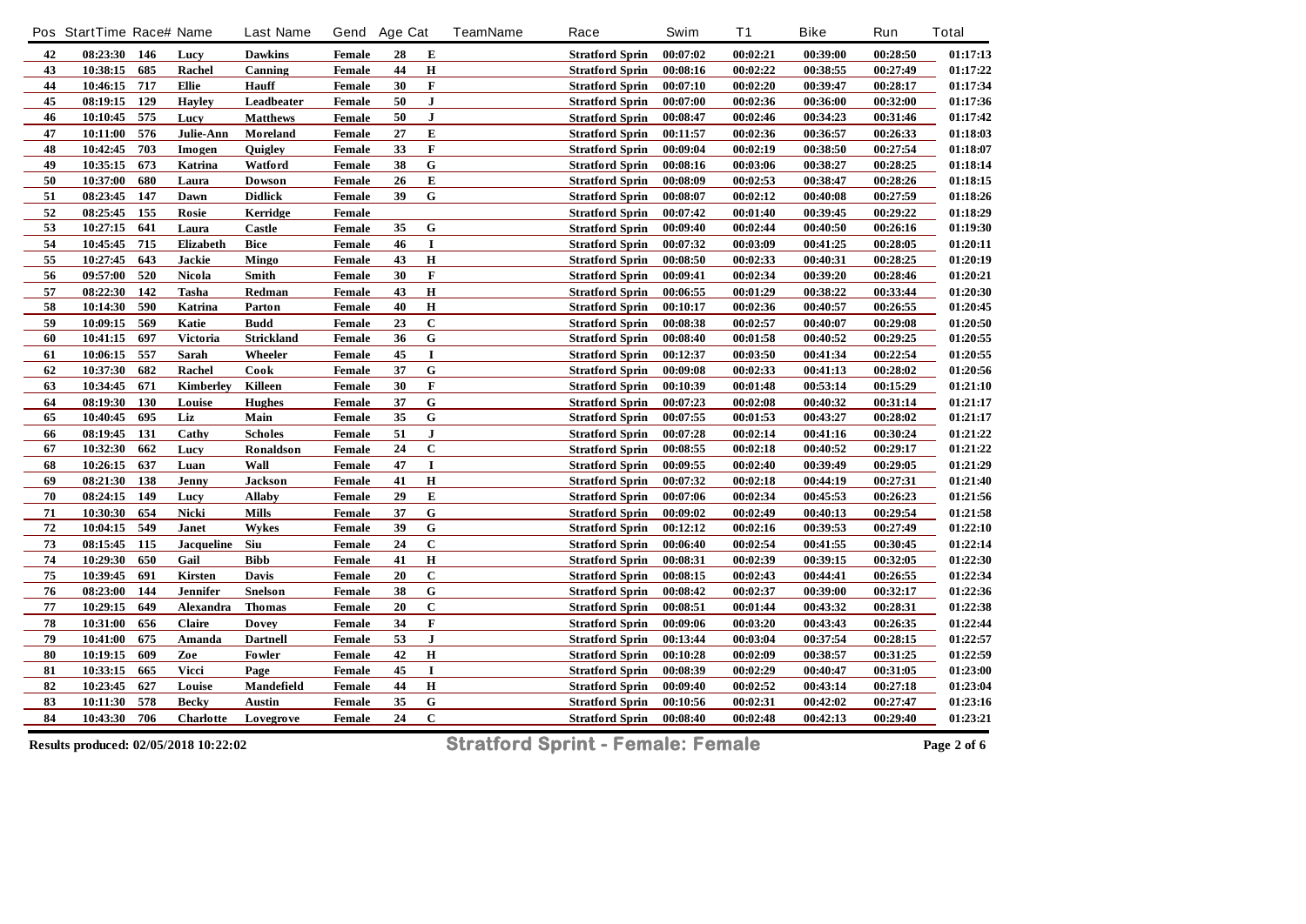| Pos | StartTime | Race# | Name | Last Name | Gend | Age | Cat | TeamName | Race | Swim | T1 | Bike | Run | Total |
|---|---|---|---|---|---|---|---|---|---|---|---|---|---|---|
| 42 | 08:23:30 | 146 | Lucy | Dawkins | Female | 28 | E | | Stratford Sprin | 00:07:02 | 00:02:21 | 00:39:00 | 00:28:50 | 01:17:13 |
| 43 | 10:38:15 | 685 | Rachel | Canning | Female | 44 | H | | Stratford Sprin | 00:08:16 | 00:02:22 | 00:38:55 | 00:27:49 | 01:17:22 |
| 44 | 10:46:15 | 717 | Ellie | Hauff | Female | 30 | F | | Stratford Sprin | 00:07:10 | 00:02:20 | 00:39:47 | 00:28:17 | 01:17:34 |
| 45 | 08:19:15 | 129 | Hayley | Leadbeater | Female | 50 | J | | Stratford Sprin | 00:07:00 | 00:02:36 | 00:36:00 | 00:32:00 | 01:17:36 |
| 46 | 10:10:45 | 575 | Lucy | Matthews | Female | 50 | J | | Stratford Sprin | 00:08:47 | 00:02:46 | 00:34:23 | 00:31:46 | 01:17:42 |
| 47 | 10:11:00 | 576 | Julie-Ann | Moreland | Female | 27 | E | | Stratford Sprin | 00:11:57 | 00:02:36 | 00:36:57 | 00:26:33 | 01:18:03 |
| 48 | 10:42:45 | 703 | Imogen | Quigley | Female | 33 | F | | Stratford Sprin | 00:09:04 | 00:02:19 | 00:38:50 | 00:27:54 | 01:18:07 |
| 49 | 10:35:15 | 673 | Katrina | Watford | Female | 38 | G | | Stratford Sprin | 00:08:16 | 00:03:06 | 00:38:27 | 00:28:25 | 01:18:14 |
| 50 | 10:37:00 | 680 | Laura | Dowson | Female | 26 | E | | Stratford Sprin | 00:08:09 | 00:02:53 | 00:38:47 | 00:28:26 | 01:18:15 |
| 51 | 08:23:45 | 147 | Dawn | Didlick | Female | 39 | G | | Stratford Sprin | 00:08:07 | 00:02:12 | 00:40:08 | 00:27:59 | 01:18:26 |
| 52 | 08:25:45 | 155 | Rosie | Kerridge | Female | | | | Stratford Sprin | 00:07:42 | 00:01:40 | 00:39:45 | 00:29:22 | 01:18:29 |
| 53 | 10:27:15 | 641 | Laura | Castle | Female | 35 | G | | Stratford Sprin | 00:09:40 | 00:02:44 | 00:40:50 | 00:26:16 | 01:19:30 |
| 54 | 10:45:45 | 715 | Elizabeth | Bice | Female | 46 | I | | Stratford Sprin | 00:07:32 | 00:03:09 | 00:41:25 | 00:28:05 | 01:20:11 |
| 55 | 10:27:45 | 643 | Jackie | Mingo | Female | 43 | H | | Stratford Sprin | 00:08:50 | 00:02:33 | 00:40:31 | 00:28:25 | 01:20:19 |
| 56 | 09:57:00 | 520 | Nicola | Smith | Female | 30 | F | | Stratford Sprin | 00:09:41 | 00:02:34 | 00:39:20 | 00:28:46 | 01:20:21 |
| 57 | 08:22:30 | 142 | Tasha | Redman | Female | 43 | H | | Stratford Sprin | 00:06:55 | 00:01:29 | 00:38:22 | 00:33:44 | 01:20:30 |
| 58 | 10:14:30 | 590 | Katrina | Parton | Female | 40 | H | | Stratford Sprin | 00:10:17 | 00:02:36 | 00:40:57 | 00:26:55 | 01:20:45 |
| 59 | 10:09:15 | 569 | Katie | Budd | Female | 23 | C | | Stratford Sprin | 00:08:38 | 00:02:57 | 00:40:07 | 00:29:08 | 01:20:50 |
| 60 | 10:41:15 | 697 | Victoria | Strickland | Female | 36 | G | | Stratford Sprin | 00:08:40 | 00:01:58 | 00:40:52 | 00:29:25 | 01:20:55 |
| 61 | 10:06:15 | 557 | Sarah | Wheeler | Female | 45 | I | | Stratford Sprin | 00:12:37 | 00:03:50 | 00:41:34 | 00:22:54 | 01:20:55 |
| 62 | 10:37:30 | 682 | Rachel | Cook | Female | 37 | G | | Stratford Sprin | 00:09:08 | 00:02:33 | 00:41:13 | 00:28:02 | 01:20:56 |
| 63 | 10:34:45 | 671 | Kimberley | Killeen | Female | 30 | F | | Stratford Sprin | 00:10:39 | 00:01:48 | 00:53:14 | 00:15:29 | 01:21:10 |
| 64 | 08:19:30 | 130 | Louise | Hughes | Female | 37 | G | | Stratford Sprin | 00:07:23 | 00:02:08 | 00:40:32 | 00:31:14 | 01:21:17 |
| 65 | 10:40:45 | 695 | Liz | Main | Female | 35 | G | | Stratford Sprin | 00:07:55 | 00:01:53 | 00:43:27 | 00:28:02 | 01:21:17 |
| 66 | 08:19:45 | 131 | Cathy | Scholes | Female | 51 | J | | Stratford Sprin | 00:07:28 | 00:02:14 | 00:41:16 | 00:30:24 | 01:21:22 |
| 67 | 10:32:30 | 662 | Lucy | Ronaldson | Female | 24 | C | | Stratford Sprin | 00:08:55 | 00:02:18 | 00:40:52 | 00:29:17 | 01:21:22 |
| 68 | 10:26:15 | 637 | Luan | Wall | Female | 47 | I | | Stratford Sprin | 00:09:55 | 00:02:40 | 00:39:49 | 00:29:05 | 01:21:29 |
| 69 | 08:21:30 | 138 | Jenny | Jackson | Female | 41 | H | | Stratford Sprin | 00:07:32 | 00:02:18 | 00:44:19 | 00:27:31 | 01:21:40 |
| 70 | 08:24:15 | 149 | Lucy | Allaby | Female | 29 | E | | Stratford Sprin | 00:07:06 | 00:02:34 | 00:45:53 | 00:26:23 | 01:21:56 |
| 71 | 10:30:30 | 654 | Nicki | Mills | Female | 37 | G | | Stratford Sprin | 00:09:02 | 00:02:49 | 00:40:13 | 00:29:54 | 01:21:58 |
| 72 | 10:04:15 | 549 | Janet | Wykes | Female | 39 | G | | Stratford Sprin | 00:12:12 | 00:02:16 | 00:39:53 | 00:27:49 | 01:22:10 |
| 73 | 08:15:45 | 115 | Jacqueline | Siu | Female | 24 | C | | Stratford Sprin | 00:06:40 | 00:02:54 | 00:41:55 | 00:30:45 | 01:22:14 |
| 74 | 10:29:30 | 650 | Gail | Bibb | Female | 41 | H | | Stratford Sprin | 00:08:31 | 00:02:39 | 00:39:15 | 00:32:05 | 01:22:30 |
| 75 | 10:39:45 | 691 | Kirsten | Davis | Female | 20 | C | | Stratford Sprin | 00:08:15 | 00:02:43 | 00:44:41 | 00:26:55 | 01:22:34 |
| 76 | 08:23:00 | 144 | Jennifer | Snelson | Female | 38 | G | | Stratford Sprin | 00:08:42 | 00:02:37 | 00:39:00 | 00:32:17 | 01:22:36 |
| 77 | 10:29:15 | 649 | Alexandra | Thomas | Female | 20 | C | | Stratford Sprin | 00:08:51 | 00:01:44 | 00:43:32 | 00:28:31 | 01:22:38 |
| 78 | 10:31:00 | 656 | Claire | Dovey | Female | 34 | F | | Stratford Sprin | 00:09:06 | 00:03:20 | 00:43:43 | 00:26:35 | 01:22:44 |
| 79 | 10:41:00 | 675 | Amanda | Dartnell | Female | 53 | J | | Stratford Sprin | 00:13:44 | 00:03:04 | 00:37:54 | 00:28:15 | 01:22:57 |
| 80 | 10:19:15 | 609 | Zoe | Fowler | Female | 42 | H | | Stratford Sprin | 00:10:28 | 00:02:09 | 00:38:57 | 00:31:25 | 01:22:59 |
| 81 | 10:33:15 | 665 | Vicci | Page | Female | 45 | I | | Stratford Sprin | 00:08:39 | 00:02:29 | 00:40:47 | 00:31:05 | 01:23:00 |
| 82 | 10:23:45 | 627 | Louise | Mandefield | Female | 44 | H | | Stratford Sprin | 00:09:40 | 00:02:52 | 00:43:14 | 00:27:18 | 01:23:04 |
| 83 | 10:11:30 | 578 | Becky | Austin | Female | 35 | G | | Stratford Sprin | 00:10:56 | 00:02:31 | 00:42:02 | 00:27:47 | 01:23:16 |
| 84 | 10:43:30 | 706 | Charlotte | Lovegrove | Female | 24 | C | | Stratford Sprin | 00:08:40 | 00:02:48 | 00:42:13 | 00:29:40 | 01:23:21 |

Results produced: 02/05/2018 10:22:02

**Stratford Sprint - Female: Female**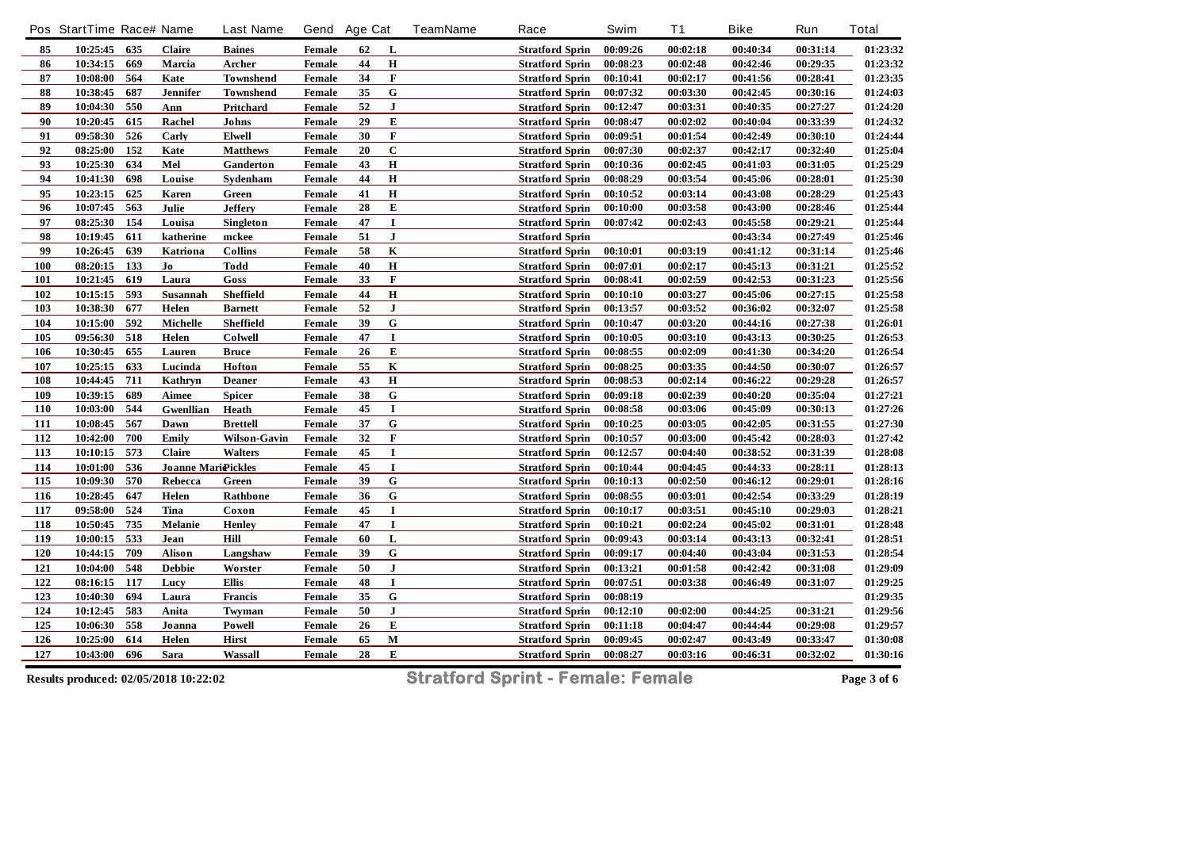| Pos | StartTime | Race# | Name | Last Name | Gend | Age | Cat | TeamName | Race | Swim | T1 | Bike | Run | Total |
|---|---|---|---|---|---|---|---|---|---|---|---|---|---|---|
| 85 | 10:25:45 | 635 | Claire | Baines | Female | 62 | L | | Stratford Sprin | 00:09:26 | 00:02:18 | 00:40:34 | 00:31:14 | 01:23:32 |
| 86 | 10:34:15 | 669 | Marcia | Archer | Female | 44 | H | | Stratford Sprin | 00:08:23 | 00:02:48 | 00:42:46 | 00:29:35 | 01:23:32 |
| 87 | 10:08:00 | 564 | Kate | Townshend | Female | 34 | F | | Stratford Sprin | 00:10:41 | 00:02:17 | 00:41:56 | 00:28:41 | 01:23:35 |
| 88 | 10:38:45 | 687 | Jennifer | Townshend | Female | 35 | G | | Stratford Sprin | 00:07:32 | 00:03:30 | 00:42:45 | 00:30:16 | 01:24:03 |
| 89 | 10:04:30 | 550 | Ann | Pritchard | Female | 52 | J | | Stratford Sprin | 00:12:47 | 00:03:31 | 00:40:35 | 00:27:27 | 01:24:20 |
| 90 | 10:20:45 | 615 | Rachel | Johns | Female | 29 | E | | Stratford Sprin | 00:08:47 | 00:02:02 | 00:40:04 | 00:33:39 | 01:24:32 |
| 91 | 09:58:30 | 526 | Carly | Elwell | Female | 30 | F | | Stratford Sprin | 00:09:51 | 00:01:54 | 00:42:49 | 00:30:10 | 01:24:44 |
| 92 | 08:25:00 | 152 | Kate | Matthews | Female | 20 | C | | Stratford Sprin | 00:07:30 | 00:02:37 | 00:42:17 | 00:32:40 | 01:25:04 |
| 93 | 10:25:30 | 634 | Mel | Ganderton | Female | 43 | H | | Stratford Sprin | 00:10:36 | 00:02:45 | 00:41:03 | 00:31:05 | 01:25:29 |
| 94 | 10:41:30 | 698 | Louise | Sydenham | Female | 44 | H | | Stratford Sprin | 00:08:29 | 00:03:54 | 00:45:06 | 00:28:01 | 01:25:30 |
| 95 | 10:23:15 | 625 | Karen | Green | Female | 41 | H | | Stratford Sprin | 00:10:52 | 00:03:14 | 00:43:08 | 00:28:29 | 01:25:43 |
| 96 | 10:07:45 | 563 | Julie | Jeffery | Female | 28 | E | | Stratford Sprin | 00:10:00 | 00:03:58 | 00:43:00 | 00:28:46 | 01:25:44 |
| 97 | 08:25:30 | 154 | Louisa | Singleton | Female | 47 | I | | Stratford Sprin | 00:07:42 | 00:02:43 | 00:45:58 | 00:29:21 | 01:25:44 |
| 98 | 10:19:45 | 611 | katherine | mckee | Female | 51 | J | | Stratford Sprin | | | 00:43:34 | 00:27:49 | 01:25:46 |
| 99 | 10:26:45 | 639 | Katriona | Collins | Female | 58 | K | | Stratford Sprin | 00:10:01 | 00:03:19 | 00:41:12 | 00:31:14 | 01:25:46 |
| 100 | 08:20:15 | 133 | Jo | Todd | Female | 40 | H | | Stratford Sprin | 00:07:01 | 00:02:17 | 00:45:13 | 00:31:21 | 01:25:52 |
| 101 | 10:21:45 | 619 | Laura | Goss | Female | 33 | F | | Stratford Sprin | 00:08:41 | 00:02:59 | 00:42:53 | 00:31:23 | 01:25:56 |
| 102 | 10:15:15 | 593 | Susannah | Sheffield | Female | 44 | H | | Stratford Sprin | 00:10:10 | 00:03:27 | 00:45:06 | 00:27:15 | 01:25:58 |
| 103 | 10:38:30 | 677 | Helen | Barnett | Female | 52 | J | | Stratford Sprin | 00:13:57 | 00:03:52 | 00:36:02 | 00:32:07 | 01:25:58 |
| 104 | 10:15:00 | 592 | Michelle | Sheffield | Female | 39 | G | | Stratford Sprin | 00:10:47 | 00:03:20 | 00:44:16 | 00:27:38 | 01:26:01 |
| 105 | 09:56:30 | 518 | Helen | Colwell | Female | 47 | I | | Stratford Sprin | 00:10:05 | 00:03:10 | 00:43:13 | 00:30:25 | 01:26:53 |
| 106 | 10:30:45 | 655 | Lauren | Bruce | Female | 26 | E | | Stratford Sprin | 00:08:55 | 00:02:09 | 00:41:30 | 00:34:20 | 01:26:54 |
| 107 | 10:25:15 | 633 | Lucinda | Hofton | Female | 55 | K | | Stratford Sprin | 00:08:25 | 00:03:35 | 00:44:50 | 00:30:07 | 01:26:57 |
| 108 | 10:44:45 | 711 | Kathryn | Deaner | Female | 43 | H | | Stratford Sprin | 00:08:53 | 00:02:14 | 00:46:22 | 00:29:28 | 01:26:57 |
| 109 | 10:39:15 | 689 | Aimee | Spicer | Female | 38 | G | | Stratford Sprin | 00:09:18 | 00:02:39 | 00:40:20 | 00:35:04 | 01:27:21 |
| 110 | 10:03:00 | 544 | Gwenllian | Heath | Female | 45 | I | | Stratford Sprin | 00:08:58 | 00:03:06 | 00:45:09 | 00:30:13 | 01:27:26 |
| 111 | 10:08:45 | 567 | Dawn | Brettell | Female | 37 | G | | Stratford Sprin | 00:10:25 | 00:03:05 | 00:42:05 | 00:31:55 | 01:27:30 |
| 112 | 10:42:00 | 700 | Emily | Wilson-Gavin | Female | 32 | F | | Stratford Sprin | 00:10:57 | 00:03:00 | 00:45:42 | 00:28:03 | 01:27:42 |
| 113 | 10:10:15 | 573 | Claire | Walters | Female | 45 | I | | Stratford Sprin | 00:12:57 | 00:04:40 | 00:38:52 | 00:31:39 | 01:28:08 |
| 114 | 10:01:00 | 536 | Joanne Marie | Pickles | Female | 45 | I | | Stratford Sprin | 00:10:44 | 00:04:45 | 00:44:33 | 00:28:11 | 01:28:13 |
| 115 | 10:09:30 | 570 | Rebecca | Green | Female | 39 | G | | Stratford Sprin | 00:10:13 | 00:02:50 | 00:46:12 | 00:29:01 | 01:28:16 |
| 116 | 10:28:45 | 647 | Helen | Rathbone | Female | 36 | G | | Stratford Sprin | 00:08:55 | 00:03:01 | 00:42:54 | 00:33:29 | 01:28:19 |
| 117 | 09:58:00 | 524 | Tina | Coxon | Female | 45 | I | | Stratford Sprin | 00:10:17 | 00:03:51 | 00:45:10 | 00:29:03 | 01:28:21 |
| 118 | 10:50:45 | 735 | Melanie | Henley | Female | 47 | I | | Stratford Sprin | 00:10:21 | 00:02:24 | 00:45:02 | 00:31:01 | 01:28:48 |
| 119 | 10:00:15 | 533 | Jean | Hill | Female | 60 | L | | Stratford Sprin | 00:09:43 | 00:03:14 | 00:43:13 | 00:32:41 | 01:28:51 |
| 120 | 10:44:15 | 709 | Alison | Langshaw | Female | 39 | G | | Stratford Sprin | 00:09:17 | 00:04:40 | 00:43:04 | 00:31:53 | 01:28:54 |
| 121 | 10:04:00 | 548 | Debbie | Worster | Female | 50 | J | | Stratford Sprin | 00:13:21 | 00:01:58 | 00:42:42 | 00:31:08 | 01:29:09 |
| 122 | 08:16:15 | 117 | Lucy | Ellis | Female | 48 | I | | Stratford Sprin | 00:07:51 | 00:03:38 | 00:46:49 | 00:31:07 | 01:29:25 |
| 123 | 10:40:30 | 694 | Laura | Francis | Female | 35 | G | | Stratford Sprin | 00:08:19 | | | | 01:29:35 |
| 124 | 10:12:45 | 583 | Anita | Twyman | Female | 50 | J | | Stratford Sprin | 00:12:10 | 00:02:00 | 00:44:25 | 00:31:21 | 01:29:56 |
| 125 | 10:06:30 | 558 | Joanna | Powell | Female | 26 | E | | Stratford Sprin | 00:11:18 | 00:04:47 | 00:44:44 | 00:29:08 | 01:29:57 |
| 126 | 10:25:00 | 614 | Helen | Hirst | Female | 65 | M | | Stratford Sprin | 00:09:45 | 00:02:47 | 00:43:49 | 00:33:47 | 01:30:08 |
| 127 | 10:43:00 | 696 | Sara | Wassall | Female | 28 | E | | Stratford Sprin | 00:08:27 | 00:03:16 | 00:46:31 | 00:32:02 | 01:30:16 |

Results produced: 02/05/2018 10:22:02

**Stratford Sprint - Female: Female**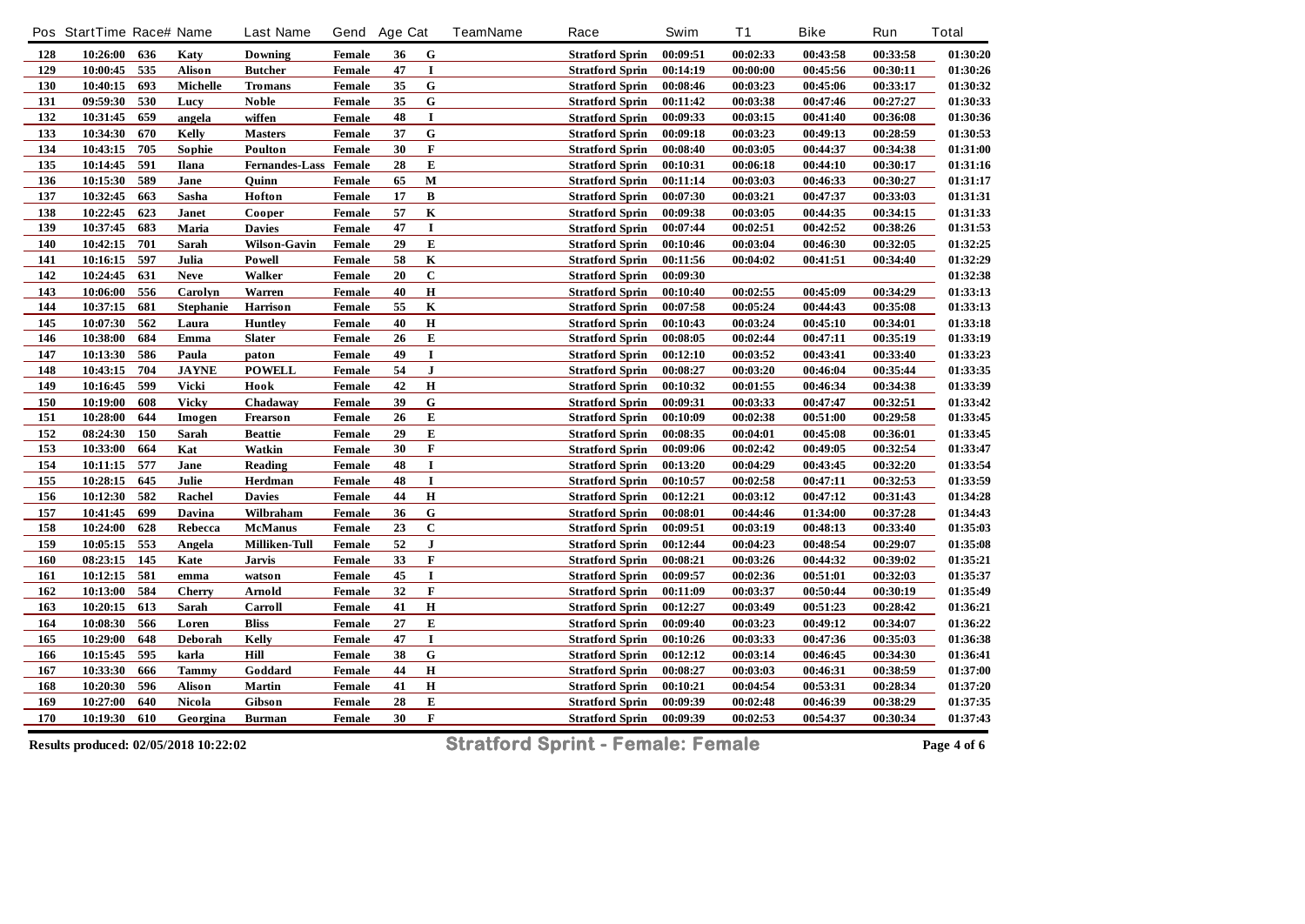| Pos | StartTime | Race# | Name | Last Name | Gend | Age | Cat | TeamName | Race | Swim | T1 | Bike | Run | Total |
|---|---|---|---|---|---|---|---|---|---|---|---|---|---|---|
| 128 | 10:26:00 | 636 | Katy | Downing | Female | 36 | G | | Stratford Sprin | 00:09:51 | 00:02:33 | 00:43:58 | 00:33:58 | 01:30:20 |
| 129 | 10:00:45 | 535 | Alison | Butcher | Female | 47 | I | | Stratford Sprin | 00:14:19 | 00:00:00 | 00:45:56 | 00:30:11 | 01:30:26 |
| 130 | 10:40:15 | 693 | Michelle | Tromans | Female | 35 | G | | Stratford Sprin | 00:08:46 | 00:03:23 | 00:45:06 | 00:33:17 | 01:30:32 |
| 131 | 09:59:30 | 530 | Lucy | Noble | Female | 35 | G | | Stratford Sprin | 00:11:42 | 00:03:38 | 00:47:46 | 00:27:27 | 01:30:33 |
| 132 | 10:31:45 | 659 | angela | wiffen | Female | 48 | I | | Stratford Sprin | 00:09:33 | 00:03:15 | 00:41:40 | 00:36:08 | 01:30:36 |
| 133 | 10:34:30 | 670 | Kelly | Masters | Female | 37 | G | | Stratford Sprin | 00:09:18 | 00:03:23 | 00:49:13 | 00:28:59 | 01:30:53 |
| 134 | 10:43:15 | 705 | Sophie | Poulton | Female | 30 | F | | Stratford Sprin | 00:08:40 | 00:03:05 | 00:44:37 | 00:34:38 | 01:31:00 |
| 135 | 10:14:45 | 591 | Ilana | Fernandes-Lass | Female | 28 | E | | Stratford Sprin | 00:10:31 | 00:06:18 | 00:44:10 | 00:30:17 | 01:31:16 |
| 136 | 10:15:30 | 589 | Jane | Quinn | Female | 65 | M | | Stratford Sprin | 00:11:14 | 00:03:03 | 00:46:33 | 00:30:27 | 01:31:17 |
| 137 | 10:32:45 | 663 | Sasha | Hofton | Female | 17 | B | | Stratford Sprin | 00:07:30 | 00:03:21 | 00:47:37 | 00:33:03 | 01:31:31 |
| 138 | 10:22:45 | 623 | Janet | Cooper | Female | 57 | K | | Stratford Sprin | 00:09:38 | 00:03:05 | 00:44:35 | 00:34:15 | 01:31:33 |
| 139 | 10:37:45 | 683 | Maria | Davies | Female | 47 | I | | Stratford Sprin | 00:07:44 | 00:02:51 | 00:42:52 | 00:38:26 | 01:31:53 |
| 140 | 10:42:15 | 701 | Sarah | Wilson-Gavin | Female | 29 | E | | Stratford Sprin | 00:10:46 | 00:03:04 | 00:46:30 | 00:32:05 | 01:32:25 |
| 141 | 10:16:15 | 597 | Julia | Powell | Female | 58 | K | | Stratford Sprin | 00:11:56 | 00:04:02 | 00:41:51 | 00:34:40 | 01:32:29 |
| 142 | 10:24:45 | 631 | Neve | Walker | Female | 20 | C | | Stratford Sprin | 00:09:30 | | | | 01:32:38 |
| 143 | 10:06:00 | 556 | Carolyn | Warren | Female | 40 | H | | Stratford Sprin | 00:10:40 | 00:02:55 | 00:45:09 | 00:34:29 | 01:33:13 |
| 144 | 10:37:15 | 681 | Stephanie | Harrison | Female | 55 | K | | Stratford Sprin | 00:07:58 | 00:05:24 | 00:44:43 | 00:35:08 | 01:33:13 |
| 145 | 10:07:30 | 562 | Laura | Huntley | Female | 40 | H | | Stratford Sprin | 00:10:43 | 00:03:24 | 00:45:10 | 00:34:01 | 01:33:18 |
| 146 | 10:38:00 | 684 | Emma | Slater | Female | 26 | E | | Stratford Sprin | 00:08:05 | 00:02:44 | 00:47:11 | 00:35:19 | 01:33:19 |
| 147 | 10:13:30 | 586 | Paula | paton | Female | 49 | I | | Stratford Sprin | 00:12:10 | 00:03:52 | 00:43:41 | 00:33:40 | 01:33:23 |
| 148 | 10:43:15 | 704 | JAYNE | POWELL | Female | 54 | J | | Stratford Sprin | 00:08:27 | 00:03:20 | 00:46:04 | 00:35:44 | 01:33:35 |
| 149 | 10:16:45 | 599 | Vicki | Hook | Female | 42 | H | | Stratford Sprin | 00:10:32 | 00:01:55 | 00:46:34 | 00:34:38 | 01:33:39 |
| 150 | 10:19:00 | 608 | Vicky | Chadaway | Female | 39 | G | | Stratford Sprin | 00:09:31 | 00:03:33 | 00:47:47 | 00:32:51 | 01:33:42 |
| 151 | 10:28:00 | 644 | Imogen | Frearson | Female | 26 | E | | Stratford Sprin | 00:10:09 | 00:02:38 | 00:51:00 | 00:29:58 | 01:33:45 |
| 152 | 08:24:30 | 150 | Sarah | Beattie | Female | 29 | E | | Stratford Sprin | 00:08:35 | 00:04:01 | 00:45:08 | 00:36:01 | 01:33:45 |
| 153 | 10:33:00 | 664 | Kat | Watkin | Female | 30 | F | | Stratford Sprin | 00:09:06 | 00:02:42 | 00:49:05 | 00:32:54 | 01:33:47 |
| 154 | 10:11:15 | 577 | Jane | Reading | Female | 48 | I | | Stratford Sprin | 00:13:20 | 00:04:29 | 00:43:45 | 00:32:20 | 01:33:54 |
| 155 | 10:28:15 | 645 | Julie | Herdman | Female | 48 | I | | Stratford Sprin | 00:10:57 | 00:02:58 | 00:47:11 | 00:32:53 | 01:33:59 |
| 156 | 10:12:30 | 582 | Rachel | Davies | Female | 44 | H | | Stratford Sprin | 00:12:21 | 00:03:12 | 00:47:12 | 00:31:43 | 01:34:28 |
| 157 | 10:41:45 | 699 | Davina | Wilbraham | Female | 36 | G | | Stratford Sprin | 00:08:01 | 00:44:46 | 01:34:00 | 00:37:28 | 01:34:43 |
| 158 | 10:24:00 | 628 | Rebecca | McManus | Female | 23 | C | | Stratford Sprin | 00:09:51 | 00:03:19 | 00:48:13 | 00:33:40 | 01:35:03 |
| 159 | 10:05:15 | 553 | Angela | Milliken-Tull | Female | 52 | J | | Stratford Sprin | 00:12:44 | 00:04:23 | 00:48:54 | 00:29:07 | 01:35:08 |
| 160 | 08:23:15 | 145 | Kate | Jarvis | Female | 33 | F | | Stratford Sprin | 00:08:21 | 00:03:26 | 00:44:32 | 00:39:02 | 01:35:21 |
| 161 | 10:12:15 | 581 | emma | watson | Female | 45 | I | | Stratford Sprin | 00:09:57 | 00:02:36 | 00:51:01 | 00:32:03 | 01:35:37 |
| 162 | 10:13:00 | 584 | Cherry | Arnold | Female | 32 | F | | Stratford Sprin | 00:11:09 | 00:03:37 | 00:50:44 | 00:30:19 | 01:35:49 |
| 163 | 10:20:15 | 613 | Sarah | Carroll | Female | 41 | H | | Stratford Sprin | 00:12:27 | 00:03:49 | 00:51:23 | 00:28:42 | 01:36:21 |
| 164 | 10:08:30 | 566 | Loren | Bliss | Female | 27 | E | | Stratford Sprin | 00:09:40 | 00:03:23 | 00:49:12 | 00:34:07 | 01:36:22 |
| 165 | 10:29:00 | 648 | Deborah | Kelly | Female | 47 | I | | Stratford Sprin | 00:10:26 | 00:03:33 | 00:47:36 | 00:35:03 | 01:36:38 |
| 166 | 10:15:45 | 595 | karla | Hill | Female | 38 | G | | Stratford Sprin | 00:12:12 | 00:03:14 | 00:46:45 | 00:34:30 | 01:36:41 |
| 167 | 10:33:30 | 666 | Tammy | Goddard | Female | 44 | H | | Stratford Sprin | 00:08:27 | 00:03:03 | 00:46:31 | 00:38:59 | 01:37:00 |
| 168 | 10:20:30 | 596 | Alison | Martin | Female | 41 | H | | Stratford Sprin | 00:10:21 | 00:04:54 | 00:53:31 | 00:28:34 | 01:37:20 |
| 169 | 10:27:00 | 640 | Nicola | Gibson | Female | 28 | E | | Stratford Sprin | 00:09:39 | 00:02:48 | 00:46:39 | 00:38:29 | 01:37:35 |
| 170 | 10:19:30 | 610 | Georgina | Burman | Female | 30 | F | | Stratford Sprin | 00:09:39 | 00:02:53 | 00:54:37 | 00:30:34 | 01:37:43 |

Results produced: 02/05/2018 10:22:02

**Stratford Sprint - Female: Female**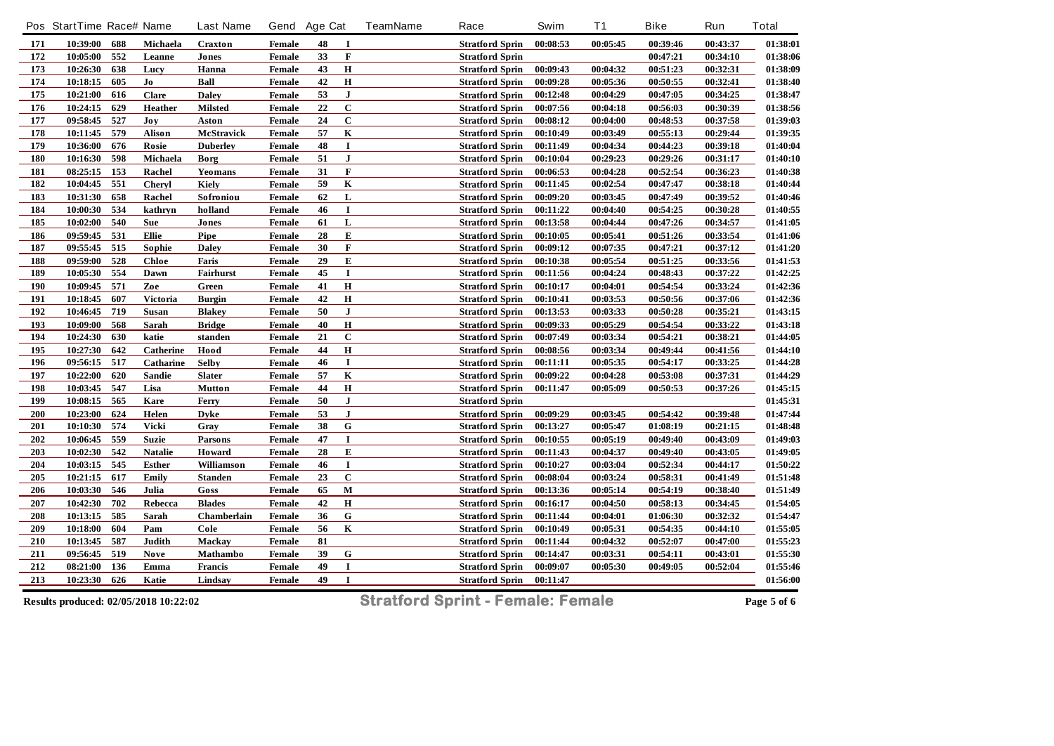| Pos | StartTime | Race# | Name | Last Name | Gend | Age | Cat | TeamName | Race | Swim | T1 | Bike | Run | Total |
|---|---|---|---|---|---|---|---|---|---|---|---|---|---|---|
| 171 | 10:39:00 | 688 | Michaela | Craxton | Female | 48 | I | | Stratford Sprin | 00:08:53 | 00:05:45 | 00:39:46 | 00:43:37 | 01:38:01 |
| 172 | 10:05:00 | 552 | Leanne | Jones | Female | 33 | F | | Stratford Sprin | | | 00:47:21 | 00:34:10 | 01:38:06 |
| 173 | 10:26:30 | 638 | Lucy | Hanna | Female | 43 | H | | Stratford Sprin | 00:09:43 | 00:04:32 | 00:51:23 | 00:32:31 | 01:38:09 |
| 174 | 10:18:15 | 605 | Jo | Ball | Female | 42 | H | | Stratford Sprin | 00:09:28 | 00:05:36 | 00:50:55 | 00:32:41 | 01:38:40 |
| 175 | 10:21:00 | 616 | Clare | Daley | Female | 53 | J | | Stratford Sprin | 00:12:48 | 00:04:29 | 00:47:05 | 00:34:25 | 01:38:47 |
| 176 | 10:24:15 | 629 | Heather | Milsted | Female | 22 | C | | Stratford Sprin | 00:07:56 | 00:04:18 | 00:56:03 | 00:30:39 | 01:38:56 |
| 177 | 09:58:45 | 527 | Joy | Aston | Female | 24 | C | | Stratford Sprin | 00:08:12 | 00:04:00 | 00:48:53 | 00:37:58 | 01:39:03 |
| 178 | 10:11:45 | 579 | Alison | McStravick | Female | 57 | K | | Stratford Sprin | 00:10:49 | 00:03:49 | 00:55:13 | 00:29:44 | 01:39:35 |
| 179 | 10:36:00 | 676 | Rosie | Duberley | Female | 48 | I | | Stratford Sprin | 00:11:49 | 00:04:34 | 00:44:23 | 00:39:18 | 01:40:04 |
| 180 | 10:16:30 | 598 | Michaela | Borg | Female | 51 | J | | Stratford Sprin | 00:10:04 | 00:29:23 | 00:29:26 | 00:31:17 | 01:40:10 |
| 181 | 08:25:15 | 153 | Rachel | Yeomans | Female | 31 | F | | Stratford Sprin | 00:06:53 | 00:04:28 | 00:52:54 | 00:36:23 | 01:40:38 |
| 182 | 10:04:45 | 551 | Cheryl | Kiely | Female | 59 | K | | Stratford Sprin | 00:11:45 | 00:02:54 | 00:47:47 | 00:38:18 | 01:40:44 |
| 183 | 10:31:30 | 658 | Rachel | Sofroniou | Female | 62 | L | | Stratford Sprin | 00:09:20 | 00:03:45 | 00:47:49 | 00:39:52 | 01:40:46 |
| 184 | 10:00:30 | 534 | kathryn | holland | Female | 46 | I | | Stratford Sprin | 00:11:22 | 00:04:40 | 00:54:25 | 00:30:28 | 01:40:55 |
| 185 | 10:02:00 | 540 | Sue | Jones | Female | 61 | L | | Stratford Sprin | 00:13:58 | 00:04:44 | 00:47:26 | 00:34:57 | 01:41:05 |
| 186 | 09:59:45 | 531 | Ellie | Pipe | Female | 28 | E | | Stratford Sprin | 00:10:05 | 00:05:41 | 00:51:26 | 00:33:54 | 01:41:06 |
| 187 | 09:55:45 | 515 | Sophie | Daley | Female | 30 | F | | Stratford Sprin | 00:09:12 | 00:07:35 | 00:47:21 | 00:37:12 | 01:41:20 |
| 188 | 09:59:00 | 528 | Chloe | Faris | Female | 29 | E | | Stratford Sprin | 00:10:38 | 00:05:54 | 00:51:25 | 00:33:56 | 01:41:53 |
| 189 | 10:05:30 | 554 | Dawn | Fairhurst | Female | 45 | I | | Stratford Sprin | 00:11:56 | 00:04:24 | 00:48:43 | 00:37:22 | 01:42:25 |
| 190 | 10:09:45 | 571 | Zoe | Green | Female | 41 | H | | Stratford Sprin | 00:10:17 | 00:04:01 | 00:54:54 | 00:33:24 | 01:42:36 |
| 191 | 10:18:45 | 607 | Victoria | Burgin | Female | 42 | H | | Stratford Sprin | 00:10:41 | 00:03:53 | 00:50:56 | 00:37:06 | 01:42:36 |
| 192 | 10:46:45 | 719 | Susan | Blakey | Female | 50 | J | | Stratford Sprin | 00:13:53 | 00:03:33 | 00:50:28 | 00:35:21 | 01:43:15 |
| 193 | 10:09:00 | 568 | Sarah | Bridge | Female | 40 | H | | Stratford Sprin | 00:09:33 | 00:05:29 | 00:54:54 | 00:33:22 | 01:43:18 |
| 194 | 10:24:30 | 630 | katie | standen | Female | 21 | C | | Stratford Sprin | 00:07:49 | 00:03:34 | 00:54:21 | 00:38:21 | 01:44:05 |
| 195 | 10:27:30 | 642 | Catherine | Hood | Female | 44 | H | | Stratford Sprin | 00:08:56 | 00:03:34 | 00:49:44 | 00:41:56 | 01:44:10 |
| 196 | 09:56:15 | 517 | Catharine | Selby | Female | 46 | I | | Stratford Sprin | 00:11:11 | 00:05:35 | 00:54:17 | 00:33:25 | 01:44:28 |
| 197 | 10:22:00 | 620 | Sandie | Slater | Female | 57 | K | | Stratford Sprin | 00:09:22 | 00:04:28 | 00:53:08 | 00:37:31 | 01:44:29 |
| 198 | 10:03:45 | 547 | Lisa | Mutton | Female | 44 | H | | Stratford Sprin | 00:11:47 | 00:05:09 | 00:50:53 | 00:37:26 | 01:45:15 |
| 199 | 10:08:15 | 565 | Kare | Ferry | Female | 50 | J | | Stratford Sprin | | | | | 01:45:31 |
| 200 | 10:23:00 | 624 | Helen | Dyke | Female | 53 | J | | Stratford Sprin | 00:09:29 | 00:03:45 | 00:54:42 | 00:39:48 | 01:47:44 |
| 201 | 10:10:30 | 574 | Vicki | Gray | Female | 38 | G | | Stratford Sprin | 00:13:27 | 00:05:47 | 01:08:19 | 00:21:15 | 01:48:48 |
| 202 | 10:06:45 | 559 | Suzie | Parsons | Female | 47 | I | | Stratford Sprin | 00:10:55 | 00:05:19 | 00:49:40 | 00:43:09 | 01:49:03 |
| 203 | 10:02:30 | 542 | Natalie | Howard | Female | 28 | E | | Stratford Sprin | 00:11:43 | 00:04:37 | 00:49:40 | 00:43:05 | 01:49:05 |
| 204 | 10:03:15 | 545 | Esther | Williamson | Female | 46 | I | | Stratford Sprin | 00:10:27 | 00:03:04 | 00:52:34 | 00:44:17 | 01:50:22 |
| 205 | 10:21:15 | 617 | Emily | Standen | Female | 23 | C | | Stratford Sprin | 00:08:04 | 00:03:24 | 00:58:31 | 00:41:49 | 01:51:48 |
| 206 | 10:03:30 | 546 | Julia | Goss | Female | 65 | M | | Stratford Sprin | 00:13:36 | 00:05:14 | 00:54:19 | 00:38:40 | 01:51:49 |
| 207 | 10:42:30 | 702 | Rebecca | Blades | Female | 42 | H | | Stratford Sprin | 00:16:17 | 00:04:50 | 00:58:13 | 00:34:45 | 01:54:05 |
| 208 | 10:13:15 | 585 | Sarah | Chamberlain | Female | 36 | G | | Stratford Sprin | 00:11:44 | 00:04:01 | 01:06:30 | 00:32:32 | 01:54:47 |
| 209 | 10:18:00 | 604 | Pam | Cole | Female | 56 | K | | Stratford Sprin | 00:10:49 | 00:05:31 | 00:54:35 | 00:44:10 | 01:55:05 |
| 210 | 10:13:45 | 587 | Judith | Mackay | Female | 81 | | | Stratford Sprin | 00:11:44 | 00:04:32 | 00:52:07 | 00:47:00 | 01:55:23 |
| 211 | 09:56:45 | 519 | Nove | Mathambo | Female | 39 | G | | Stratford Sprin | 00:14:47 | 00:03:31 | 00:54:11 | 00:43:01 | 01:55:30 |
| 212 | 08:21:00 | 136 | Emma | Francis | Female | 49 | I | | Stratford Sprin | 00:09:07 | 00:05:30 | 00:49:05 | 00:52:04 | 01:55:46 |
| 213 | 10:23:30 | 626 | Katie | Lindsay | Female | 49 | I | | Stratford Sprin | 00:11:47 | | | | 01:56:00 |

Results produced: 02/05/2018 10:22:02

**Stratford Sprint - Female: Female**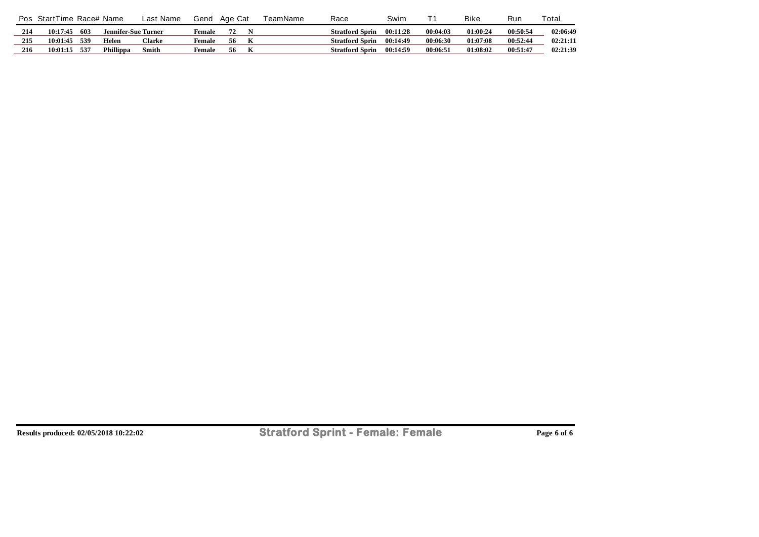| Pos | StartTime | Race# | Name | Last Name | Gend | Age | Cat | TeamName | Race | Swim | T1 | Bike | Run | Total |
|---|---|---|---|---|---|---|---|---|---|---|---|---|---|---|
| 214 | 10:17:45 | 603 | Jennifer-Sue | Turner | Female | 72 | N | | Stratford Sprin | 00:11:28 | 00:04:03 | 01:00:24 | 00:50:54 | 02:06:49 |
| 215 | 10:01:45 | 539 | Helen | Clarke | Female | 56 | K | | Stratford Sprin | 00:14:49 | 00:06:30 | 01:07:08 | 00:52:44 | 02:21:11 |
| 216 | 10:01:15 | 537 | Phillippa | Smith | Female | 56 | K | | Stratford Sprin | 00:14:59 | 00:06:51 | 01:08:02 | 00:51:47 | 02:21:39 |

Results produced: 02/05/2018 10:22:02

Stratford Sprint - Female: Female